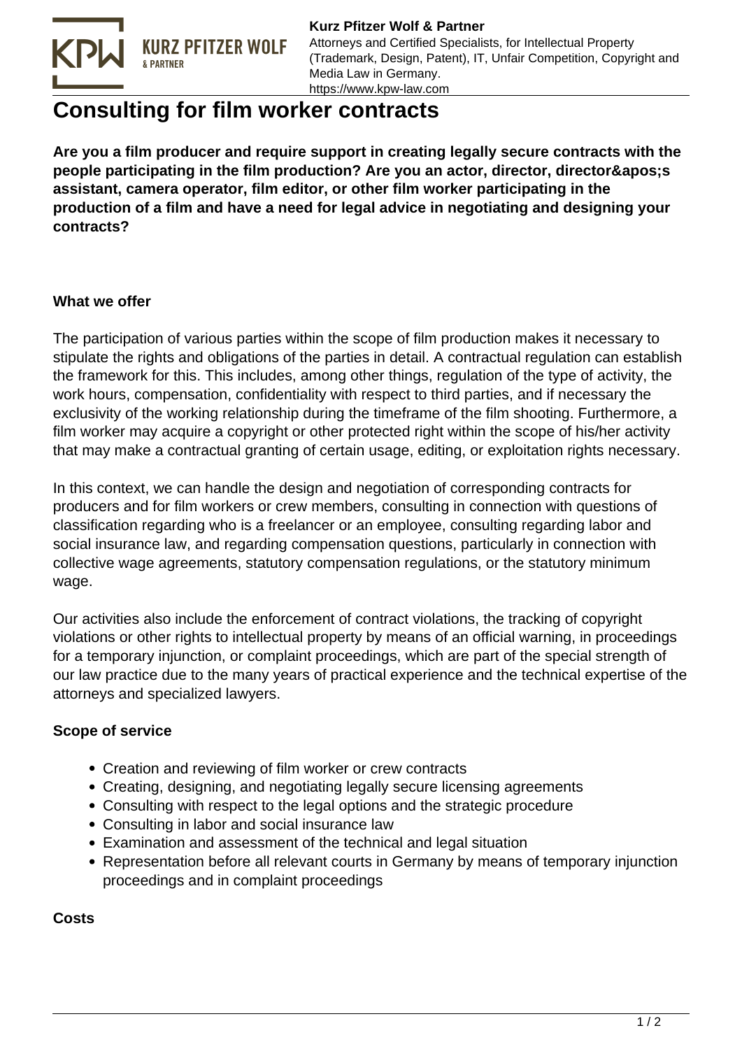# Consulting for film worker contracts

**Are you a film producer and require support in creating legally secure contracts with the people participating in the film production? Are you an actor, director, director&apos;s assistant, camera operator, film editor, or other film worker participating in the production of a film and have a need for legal advice in negotiating and designing your contracts?**

**What we offer**

The participation of various parties within the scope of film production makes it necessary to stipulate the rights and obligations of the parties in detail. A contractual regulation can establish the framework for this. This includes, among other things, regulation of the type of activity, the work hours, compensation, confidentiality with respect to third parties, and if necessary the exclusivity of the working relationship during the timeframe of the film shooting. Furthermore, a film worker may acquire a copyright or other protected right within the scope of his/her activity that may make a contractual granting of certain usage, editing, or exploitation rights necessary.

In this context, we can handle the design and negotiation of corresponding contracts for producers and for film workers or crew members, consulting in connection with questions of classification regarding who is a freelancer or an employee, consulting regarding labor and social insurance law, and regarding compensation questions, particularly in connection with collective wage agreements, statutory compensation regulations, or the statutory minimum wage.

Our activities also include the enforcement of contract violations, the tracking of copyright violations or other rights to intellectual property by means of an official warning, in proceedings for a temporary injunction, or complaint proceedings, which are part of the special strength of our law practice due to the many years of practical experience and the technical expertise of the attorneys and specialized lawyers.

**Scope of service**

- Creation and reviewing of film worker or crew contracts
- Creating, designing, and negotiating legally secure licensing agreements
- Consulting with respect to the legal options and the strategic procedure
- Consulting in labor and social insurance law
- Examination and assessment of the technical and legal situation
- Representation before all relevant courts in Germany by means of temporary injunction proceedings and in complaint proceedings

**Costs**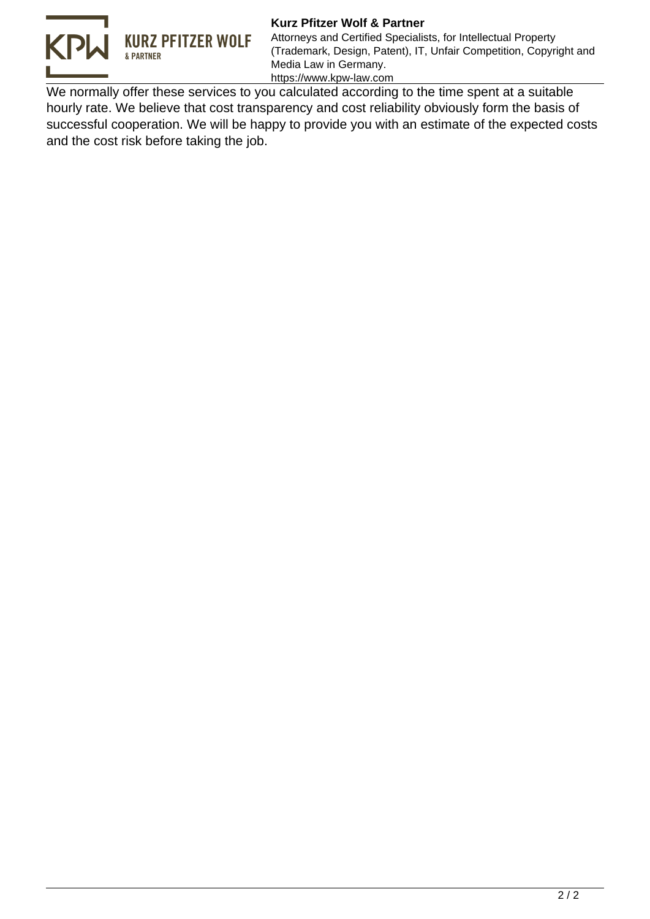We normally offer these services to you calculated according to the time spent at a suitable hourly rate. We believe that cost transparency and cost reliability obviously form the basis of successful cooperation. We will be happy to provide you with an estimate of the expected costs and the cost risk before taking the job.